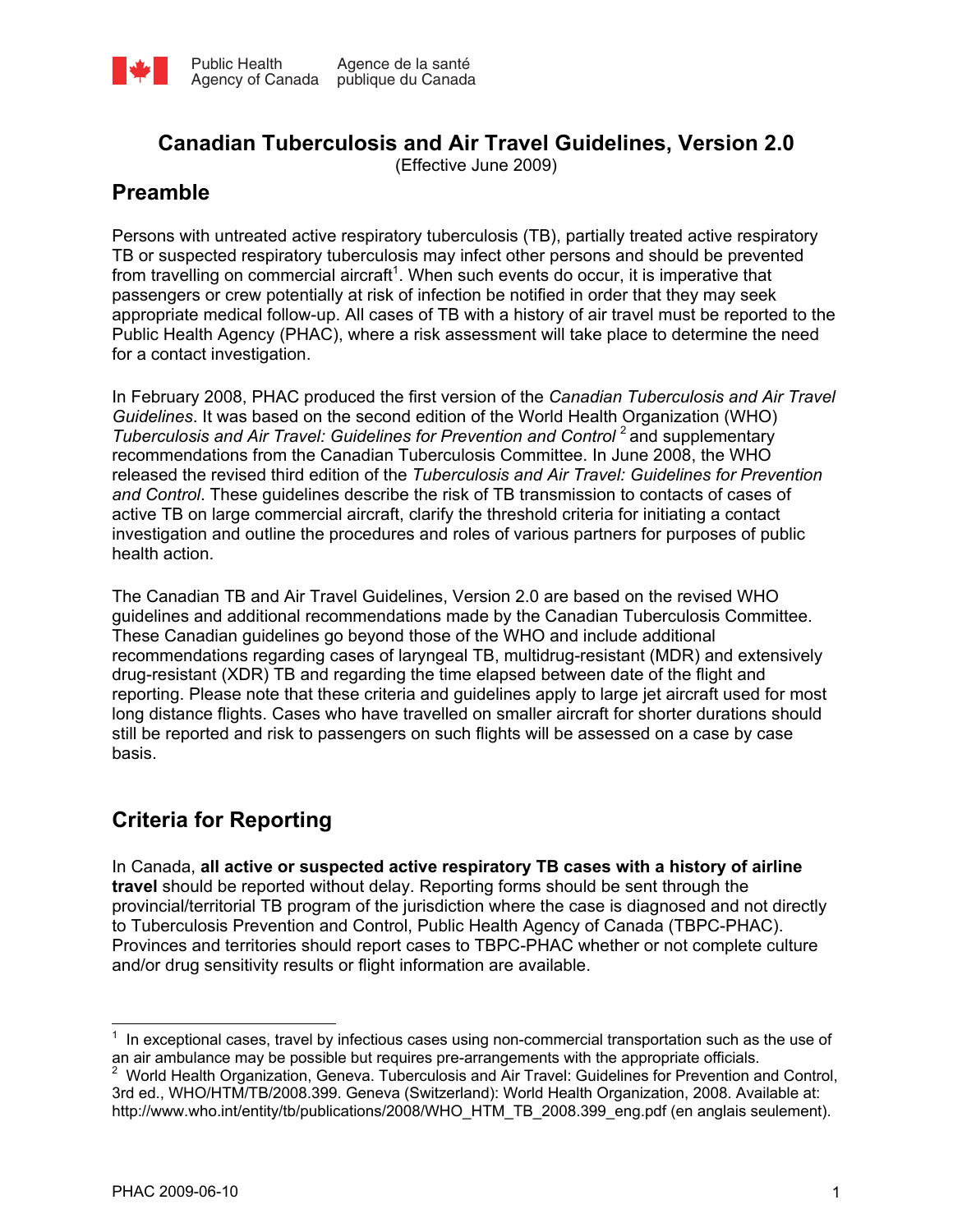Public Health Agency of Canada | Agence de la santé publique du Canada

# Canadian Tuberculosis and Air Travel Guidelines, Version 2.0

(Effective June 2009)

## Preamble

Persons with untreated active respiratory tuberculosis (TB), partially treated active respiratory TB or suspected respiratory tuberculosis may infect other persons and should be prevented from travelling on commercial aircraft[1]. When such events do occur, it is imperative that passengers or crew potentially at risk of infection be notified in order that they may seek appropriate medical follow-up. All cases of TB with a history of air travel must be reported to the Public Health Agency (PHAC), where a risk assessment will take place to determine the need for a contact investigation.

In February 2008, PHAC produced the first version of the *Canadian Tuberculosis and Air Travel Guidelines*. It was based on the second edition of the World Health Organization (WHO) *Tuberculosis and Air Travel: Guidelines for Prevention and Control* [2] and supplementary recommendations from the Canadian Tuberculosis Committee. In June 2008, the WHO released the revised third edition of the *Tuberculosis and Air Travel: Guidelines for Prevention and Control*. These guidelines describe the risk of TB transmission to contacts of cases of active TB on large commercial aircraft, clarify the threshold criteria for initiating a contact investigation and outline the procedures and roles of various partners for purposes of public health action.

The Canadian TB and Air Travel Guidelines, Version 2.0 are based on the revised WHO guidelines and additional recommendations made by the Canadian Tuberculosis Committee. These Canadian guidelines go beyond those of the WHO and include additional recommendations regarding cases of laryngeal TB, multidrug-resistant (MDR) and extensively drug-resistant (XDR) TB and regarding the time elapsed between date of the flight and reporting. Please note that these criteria and guidelines apply to large jet aircraft used for most long distance flights. Cases who have travelled on smaller aircraft for shorter durations should still be reported and risk to passengers on such flights will be assessed on a case by case basis.

## Criteria for Reporting

In Canada, **all active or suspected active respiratory TB cases with a history of airline travel** should be reported without delay. Reporting forms should be sent through the provincial/territorial TB program of the jurisdiction where the case is diagnosed and not directly to Tuberculosis Prevention and Control, Public Health Agency of Canada (TBPC-PHAC). Provinces and territories should report cases to TBPC-PHAC whether or not complete culture and/or drug sensitivity results or flight information are available.

---

[1] In exceptional cases, travel by infectious cases using non-commercial transportation such as the use of an air ambulance may be possible but requires pre-arrangements with the appropriate officials.

[2] World Health Organization, Geneva. Tuberculosis and Air Travel: Guidelines for Prevention and Control, 3rd ed., WHO/HTM/TB/2008.399. Geneva (Switzerland): World Health Organization, 2008. Available at: http://www.who.int/entity/tb/publications/2008/WHO_HTM_TB_2008.399_eng.pdf (en anglais seulement).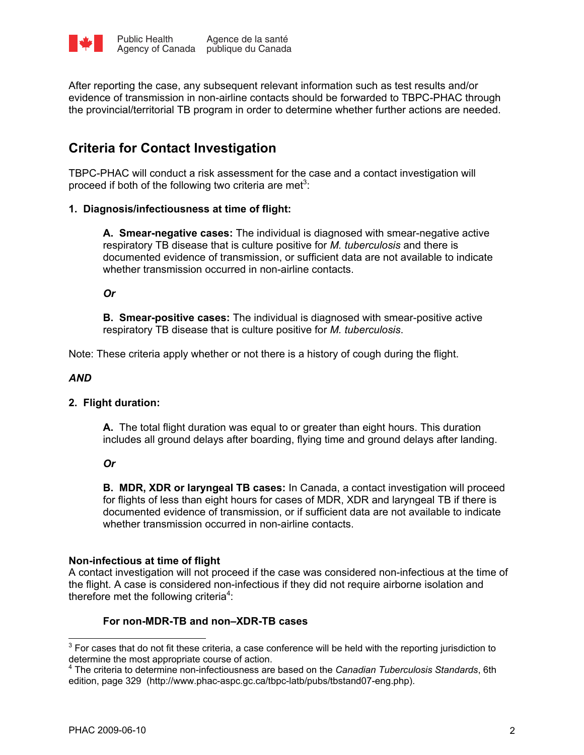After reporting the case, any subsequent relevant information such as test results and/or evidence of transmission in non-airline contacts should be forwarded to TBPC-PHAC through the provincial/territorial TB program in order to determine whether further actions are needed.

## Criteria for Contact Investigation

TBPC-PHAC will conduct a risk assessment for the case and a contact investigation will proceed if both of the following two criteria are met[3]:

**1. Diagnosis/infectiousness at time of flight:**

> **A. Smear-negative cases:** The individual is diagnosed with smear-negative active respiratory TB disease that is culture positive for *M. tuberculosis* and there is documented evidence of transmission, or sufficient data are not available to indicate whether transmission occurred in non-airline contacts.
>
> ***Or***
>
> **B. Smear-positive cases:** The individual is diagnosed with smear-positive active respiratory TB disease that is culture positive for *M. tuberculosis*.

Note: These criteria apply whether or not there is a history of cough during the flight.

***AND***

**2. Flight duration:**

> **A.** The total flight duration was equal to or greater than eight hours. This duration includes all ground delays after boarding, flying time and ground delays after landing.
>
> ***Or***
>
> **B. MDR, XDR or laryngeal TB cases:** In Canada, a contact investigation will proceed for flights of less than eight hours for cases of MDR, XDR and laryngeal TB if there is documented evidence of transmission, or if sufficient data are not available to indicate whether transmission occurred in non-airline contacts.

**Non-infectious at time of flight**

A contact investigation will not proceed if the case was considered non-infectious at the time of the flight. A case is considered non-infectious if they did not require airborne isolation and therefore met the following criteria[4]:

**For non-MDR-TB and non–XDR-TB cases**

---

[3] For cases that do not fit these criteria, a case conference will be held with the reporting jurisdiction to determine the most appropriate course of action.

[4] The criteria to determine non-infectiousness are based on the *Canadian Tuberculosis Standards*, 6th edition, page 329 (http://www.phac-aspc.gc.ca/tbpc-latb/pubs/tbstand07-eng.php).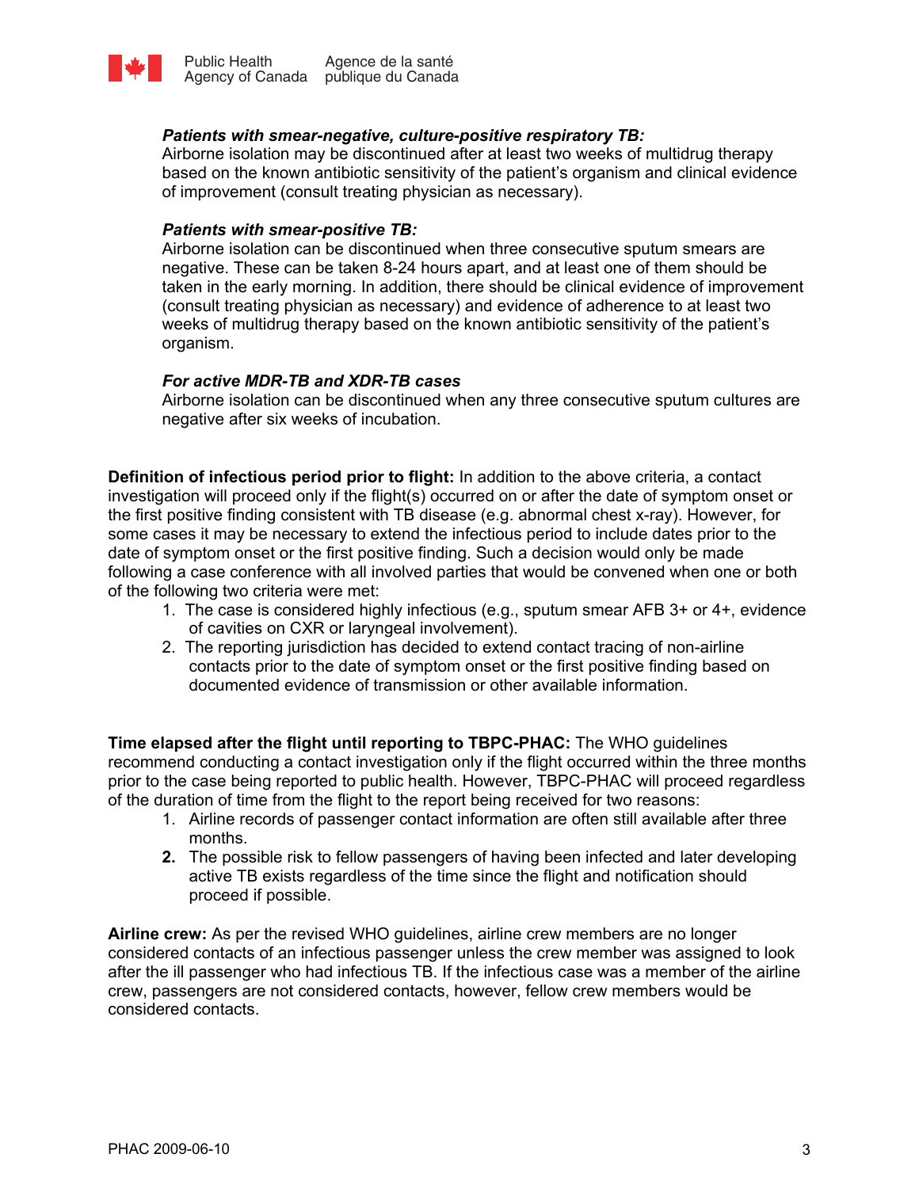***Patients with smear-negative, culture-positive respiratory TB:***
Airborne isolation may be discontinued after at least two weeks of multidrug therapy based on the known antibiotic sensitivity of the patient's organism and clinical evidence of improvement (consult treating physician as necessary).

***Patients with smear-positive TB:***
Airborne isolation can be discontinued when three consecutive sputum smears are negative. These can be taken 8-24 hours apart, and at least one of them should be taken in the early morning. In addition, there should be clinical evidence of improvement (consult treating physician as necessary) and evidence of adherence to at least two weeks of multidrug therapy based on the known antibiotic sensitivity of the patient's organism.

***For active MDR-TB and XDR-TB cases***
Airborne isolation can be discontinued when any three consecutive sputum cultures are negative after six weeks of incubation.

**Definition of infectious period prior to flight:** In addition to the above criteria, a contact investigation will proceed only if the flight(s) occurred on or after the date of symptom onset or the first positive finding consistent with TB disease (e.g. abnormal chest x-ray). However, for some cases it may be necessary to extend the infectious period to include dates prior to the date of symptom onset or the first positive finding. Such a decision would only be made following a case conference with all involved parties that would be convened when one or both of the following two criteria were met:

1. The case is considered highly infectious (e.g., sputum smear AFB 3+ or 4+, evidence of cavities on CXR or laryngeal involvement).
2. The reporting jurisdiction has decided to extend contact tracing of non-airline contacts prior to the date of symptom onset or the first positive finding based on documented evidence of transmission or other available information.

**Time elapsed after the flight until reporting to TBPC-PHAC:** The WHO guidelines recommend conducting a contact investigation only if the flight occurred within the three months prior to the case being reported to public health. However, TBPC-PHAC will proceed regardless of the duration of time from the flight to the report being received for two reasons:

1. Airline records of passenger contact information are often still available after three months.
2. The possible risk to fellow passengers of having been infected and later developing active TB exists regardless of the time since the flight and notification should proceed if possible.

**Airline crew:** As per the revised WHO guidelines, airline crew members are no longer considered contacts of an infectious passenger unless the crew member was assigned to look after the ill passenger who had infectious TB. If the infectious case was a member of the airline crew, passengers are not considered contacts, however, fellow crew members would be considered contacts.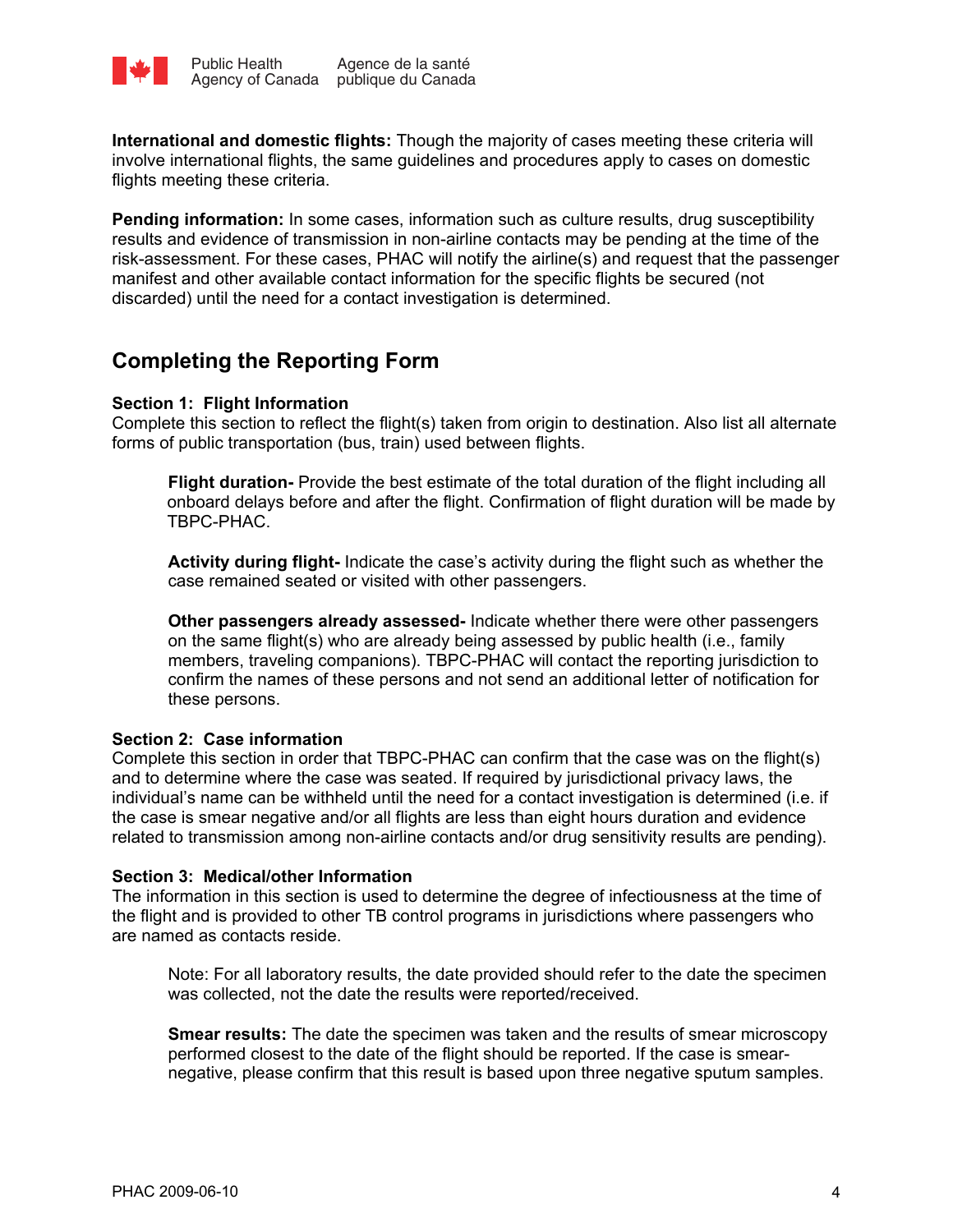**International and domestic flights:** Though the majority of cases meeting these criteria will involve international flights, the same guidelines and procedures apply to cases on domestic flights meeting these criteria.

**Pending information:** In some cases, information such as culture results, drug susceptibility results and evidence of transmission in non-airline contacts may be pending at the time of the risk-assessment. For these cases, PHAC will notify the airline(s) and request that the passenger manifest and other available contact information for the specific flights be secured (not discarded) until the need for a contact investigation is determined.

## Completing the Reporting Form

**Section 1: Flight Information**
Complete this section to reflect the flight(s) taken from origin to destination. Also list all alternate forms of public transportation (bus, train) used between flights.

> **Flight duration-** Provide the best estimate of the total duration of the flight including all onboard delays before and after the flight. Confirmation of flight duration will be made by TBPC-PHAC.
>
> **Activity during flight-** Indicate the case's activity during the flight such as whether the case remained seated or visited with other passengers.
>
> **Other passengers already assessed-** Indicate whether there were other passengers on the same flight(s) who are already being assessed by public health (i.e., family members, traveling companions). TBPC-PHAC will contact the reporting jurisdiction to confirm the names of these persons and not send an additional letter of notification for these persons.

**Section 2: Case information**
Complete this section in order that TBPC-PHAC can confirm that the case was on the flight(s) and to determine where the case was seated. If required by jurisdictional privacy laws, the individual's name can be withheld until the need for a contact investigation is determined (i.e. if the case is smear negative and/or all flights are less than eight hours duration and evidence related to transmission among non-airline contacts and/or drug sensitivity results are pending).

**Section 3: Medical/other Information**
The information in this section is used to determine the degree of infectiousness at the time of the flight and is provided to other TB control programs in jurisdictions where passengers who are named as contacts reside.

> Note: For all laboratory results, the date provided should refer to the date the specimen was collected, not the date the results were reported/received.
>
> **Smear results:** The date the specimen was taken and the results of smear microscopy performed closest to the date of the flight should be reported. If the case is smear-negative, please confirm that this result is based upon three negative sputum samples.

PHAC 2009-06-10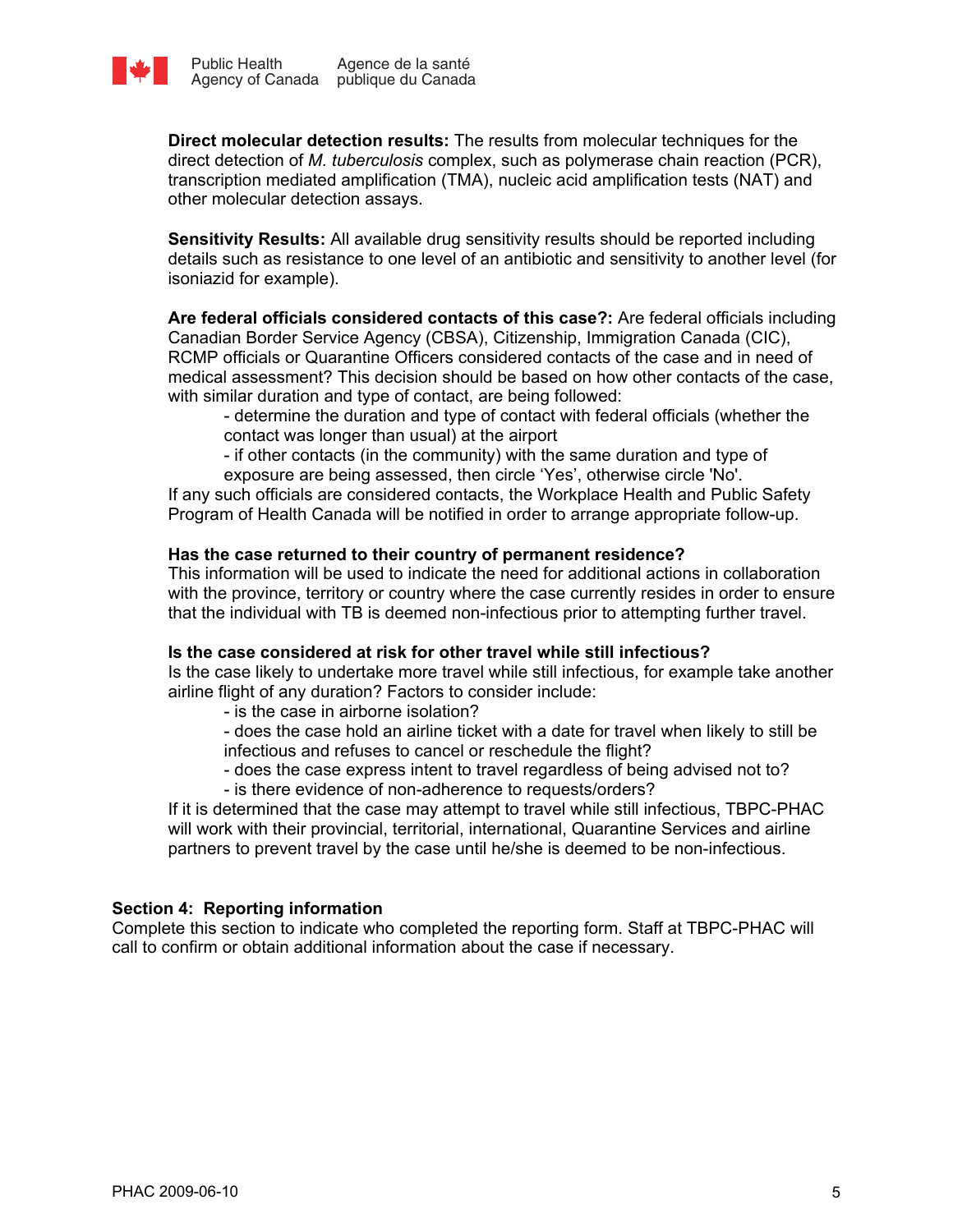**Direct molecular detection results:** The results from molecular techniques for the direct detection of *M. tuberculosis* complex, such as polymerase chain reaction (PCR), transcription mediated amplification (TMA), nucleic acid amplification tests (NAT) and other molecular detection assays.

**Sensitivity Results:** All available drug sensitivity results should be reported including details such as resistance to one level of an antibiotic and sensitivity to another level (for isoniazid for example).

**Are federal officials considered contacts of this case?:** Are federal officials including Canadian Border Service Agency (CBSA), Citizenship, Immigration Canada (CIC), RCMP officials or Quarantine Officers considered contacts of the case and in need of medical assessment? This decision should be based on how other contacts of the case, with similar duration and type of contact, are being followed:

- determine the duration and type of contact with federal officials (whether the contact was longer than usual) at the airport
- if other contacts (in the community) with the same duration and type of exposure are being assessed, then circle 'Yes', otherwise circle 'No'.

If any such officials are considered contacts, the Workplace Health and Public Safety Program of Health Canada will be notified in order to arrange appropriate follow-up.

**Has the case returned to their country of permanent residence?**
This information will be used to indicate the need for additional actions in collaboration with the province, territory or country where the case currently resides in order to ensure that the individual with TB is deemed non-infectious prior to attempting further travel.

**Is the case considered at risk for other travel while still infectious?**
Is the case likely to undertake more travel while still infectious, for example take another airline flight of any duration? Factors to consider include:

- is the case in airborne isolation?
- does the case hold an airline ticket with a date for travel when likely to still be infectious and refuses to cancel or reschedule the flight?
- does the case express intent to travel regardless of being advised not to?
- is there evidence of non-adherence to requests/orders?

If it is determined that the case may attempt to travel while still infectious, TBPC-PHAC will work with their provincial, territorial, international, Quarantine Services and airline partners to prevent travel by the case until he/she is deemed to be non-infectious.

## Section 4: Reporting information

Complete this section to indicate who completed the reporting form. Staff at TBPC-PHAC will call to confirm or obtain additional information about the case if necessary.